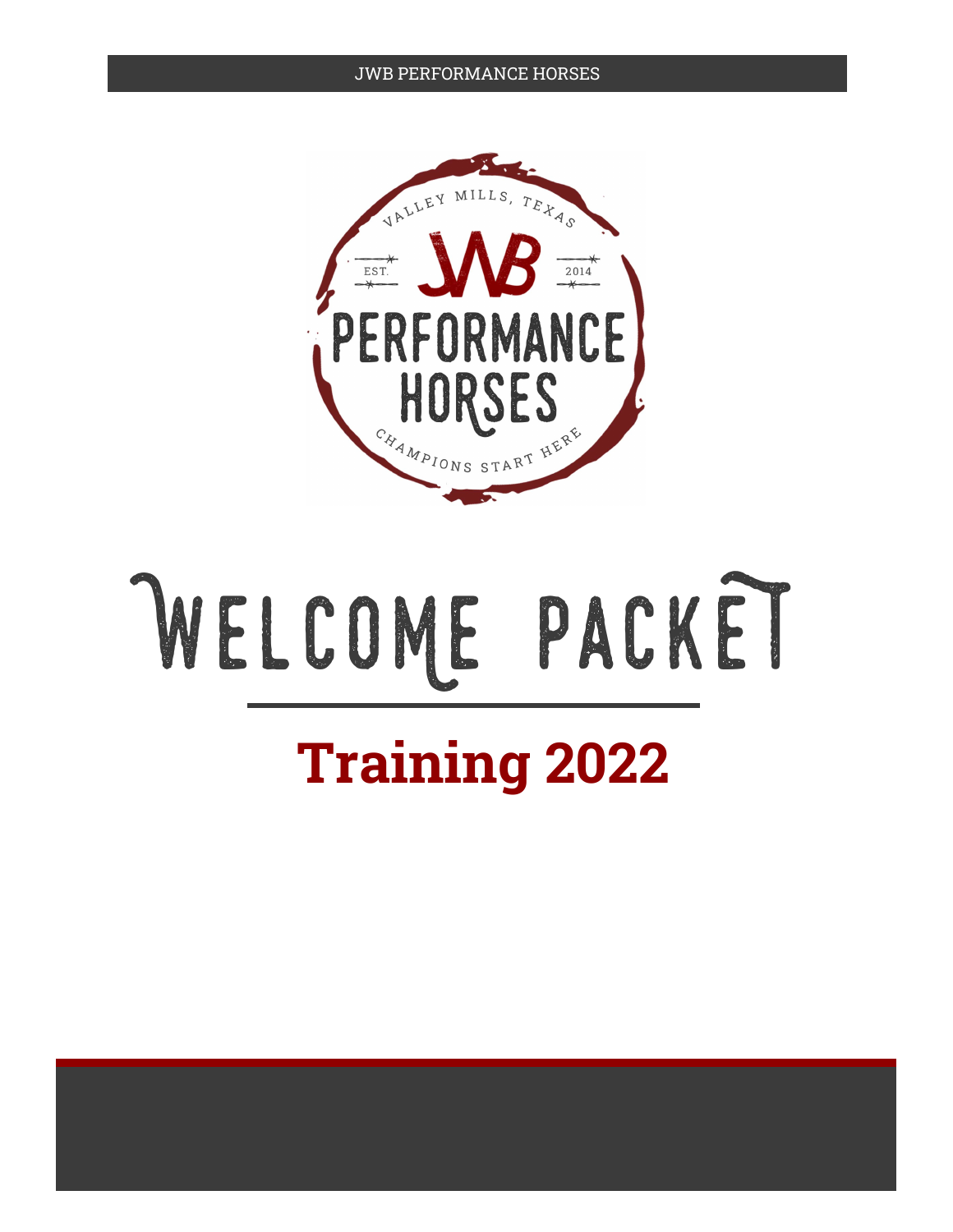VALLEY MILLS, TEXAS

EST. JWB 2014

PERFORMANCE HORSES

CHAMPIONS START HERE

# WELCOME PACKET

## Training 2022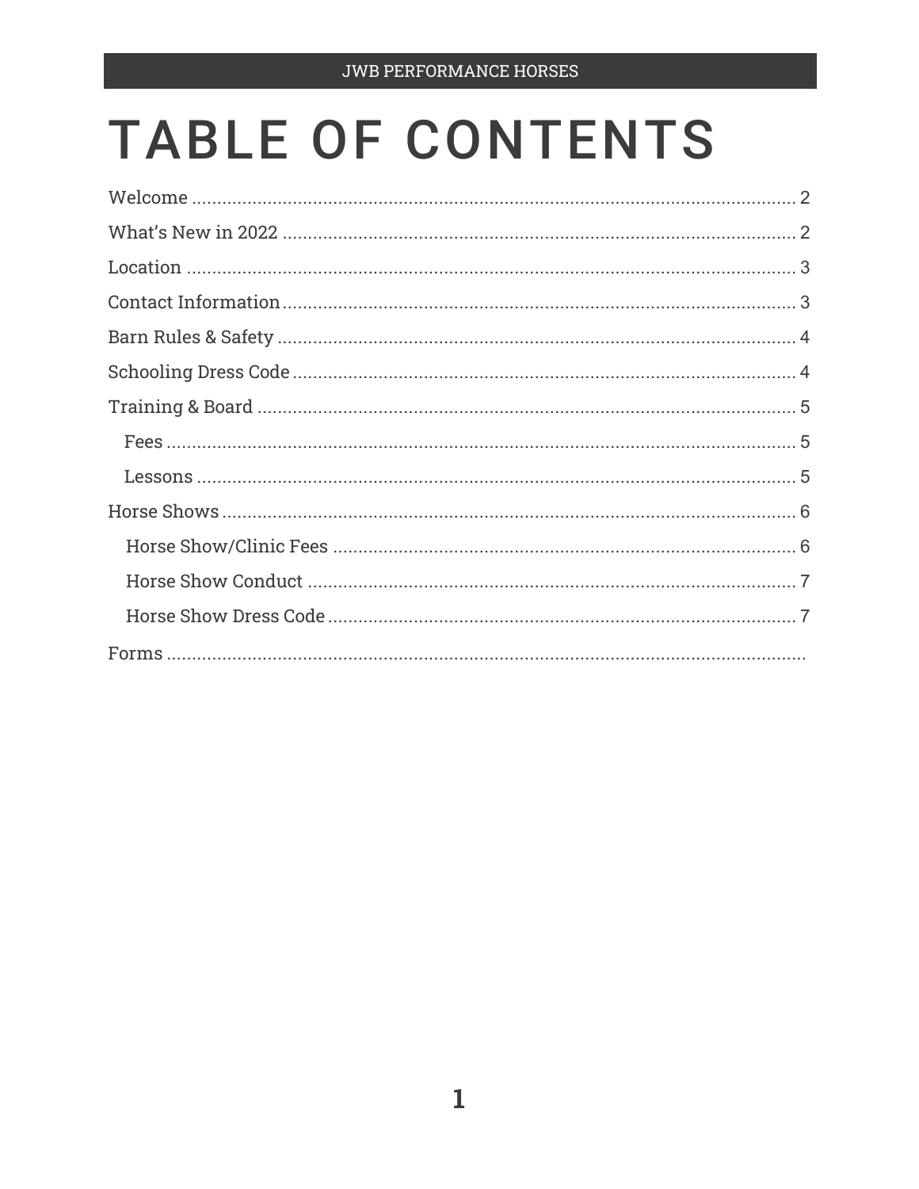# TABLE OF CONTENTS

Welcome ........................................................................................................ 2

What's New in 2022 ...................................................................................... 2

Location ......................................................................................................... 3

Contact Information ...................................................................................... 3

Barn Rules & Safety ....................................................................................... 4

Schooling Dress Code .................................................................................... 4

Training & Board ........................................................................................... 5

- Fees ............................................................................................................ 5
- Lessons ....................................................................................................... 5

Horse Shows ................................................................................................... 6

- Horse Show/Clinic Fees ............................................................................ 6
- Horse Show Conduct ................................................................................. 7
- Horse Show Dress Code ............................................................................. 7

Forms ..............................................................................................................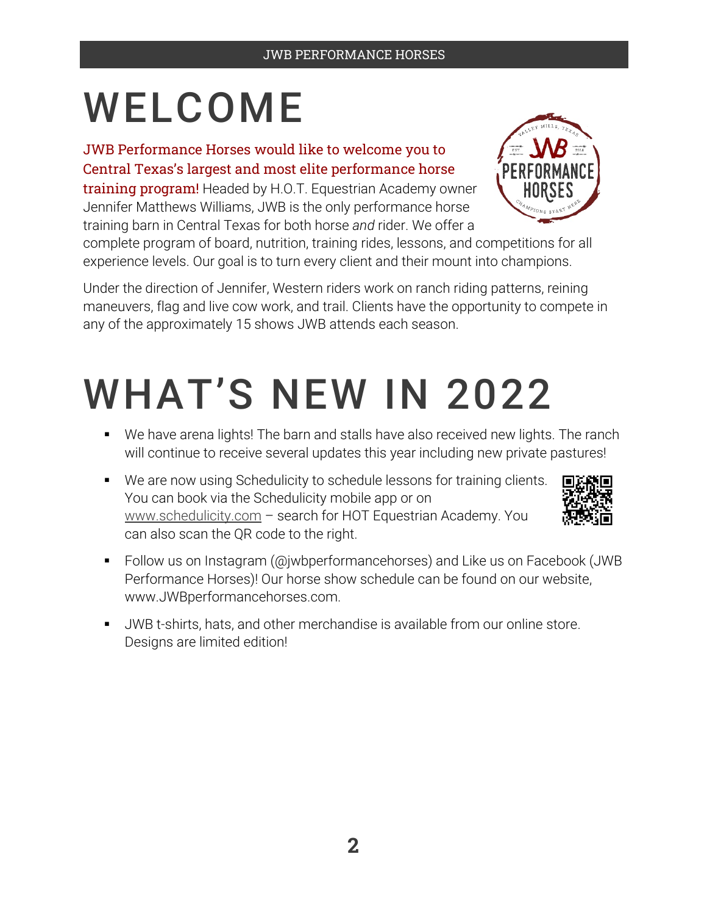# WELCOME

JWB Performance Horses would like to welcome you to Central Texas's largest and most elite performance horse training program! Headed by H.O.T. Equestrian Academy owner Jennifer Matthews Williams, JWB is the only performance horse training barn in Central Texas for both horse *and* rider. We offer a complete program of board, nutrition, training rides, lessons, and competitions for all experience levels. Our goal is to turn every client and their mount into champions.

Under the direction of Jennifer, Western riders work on ranch riding patterns, reining maneuvers, flag and live cow work, and trail. Clients have the opportunity to compete in any of the approximately 15 shows JWB attends each season.

# WHAT'S NEW IN 2022

- We have arena lights! The barn and stalls have also received new lights. The ranch will continue to receive several updates this year including new private pastures!
- We are now using Schedulicity to schedule lessons for training clients. You can book via the Schedulicity mobile app or on www.schedulicity.com – search for HOT Equestrian Academy. You can also scan the QR code to the right.
- Follow us on Instagram (@jwbperformancehorses) and Like us on Facebook (JWB Performance Horses)! Our horse show schedule can be found on our website, www.JWBperformancehorses.com.
- JWB t-shirts, hats, and other merchandise is available from our online store. Designs are limited edition!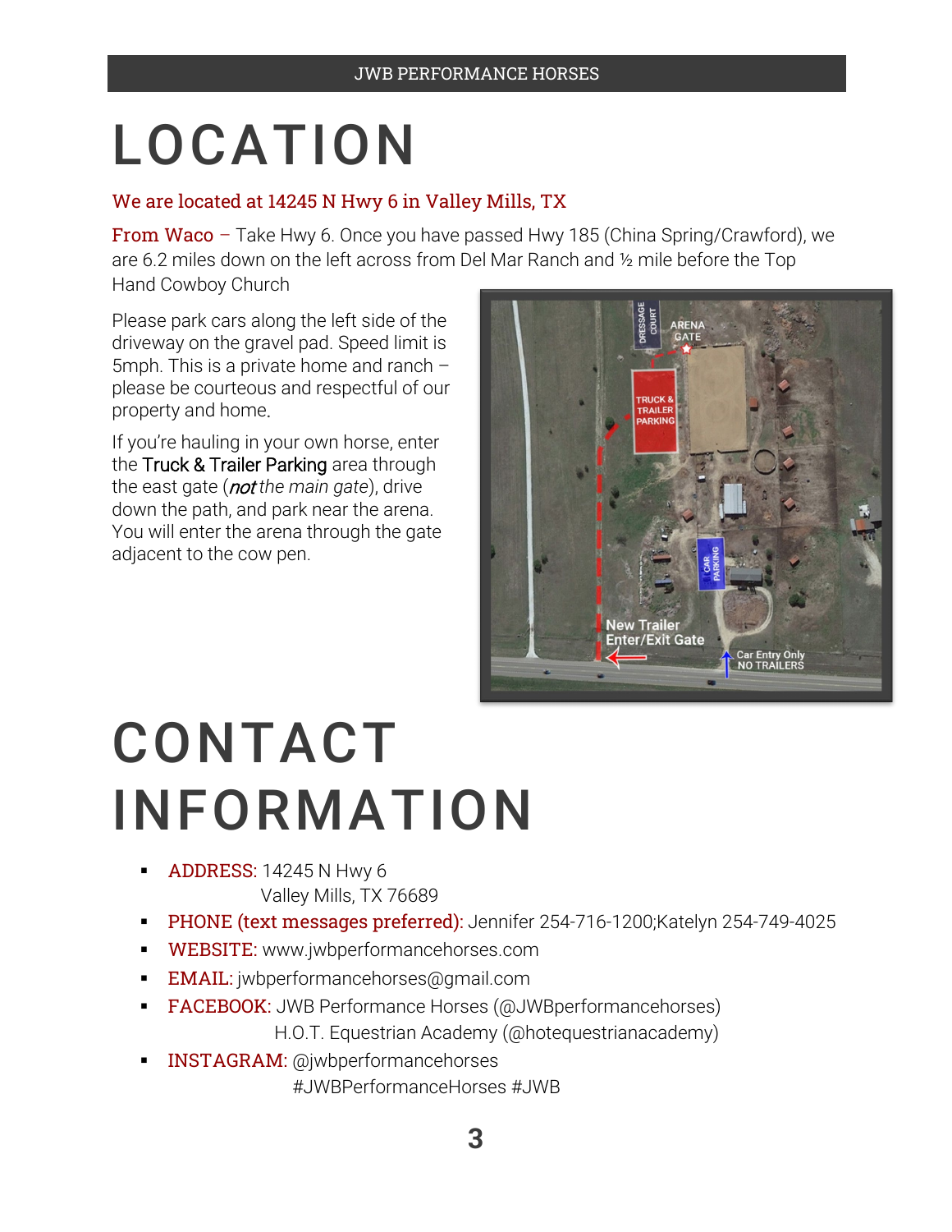# LOCATION

We are located at 14245 N Hwy 6 in Valley Mills, TX

From Waco – Take Hwy 6. Once you have passed Hwy 185 (China Spring/Crawford), we are 6.2 miles down on the left across from Del Mar Ranch and ½ mile before the Top Hand Cowboy Church

Please park cars along the left side of the driveway on the gravel pad. Speed limit is 5mph. This is a private home and ranch – please be courteous and respectful of our property and home.

If you're hauling in your own horse, enter the Truck & Trailer Parking area through the east gate (*not the main gate*), drive down the path, and park near the arena. You will enter the arena through the gate adjacent to the cow pen.

# CONTACT INFORMATION

- ADDRESS: 14245 N Hwy 6
  Valley Mills, TX 76689
- PHONE (text messages preferred): Jennifer 254-716-1200;Katelyn 254-749-4025
- WEBSITE: www.jwbperformancehorses.com
- EMAIL: jwbperformancehorses@gmail.com
- FACEBOOK: JWB Performance Horses (@JWBperformancehorses)
  H.O.T. Equestrian Academy (@hotequestrianacademy)
- INSTAGRAM: @jwbperformancehorses
  #JWBPerformanceHorses #JWB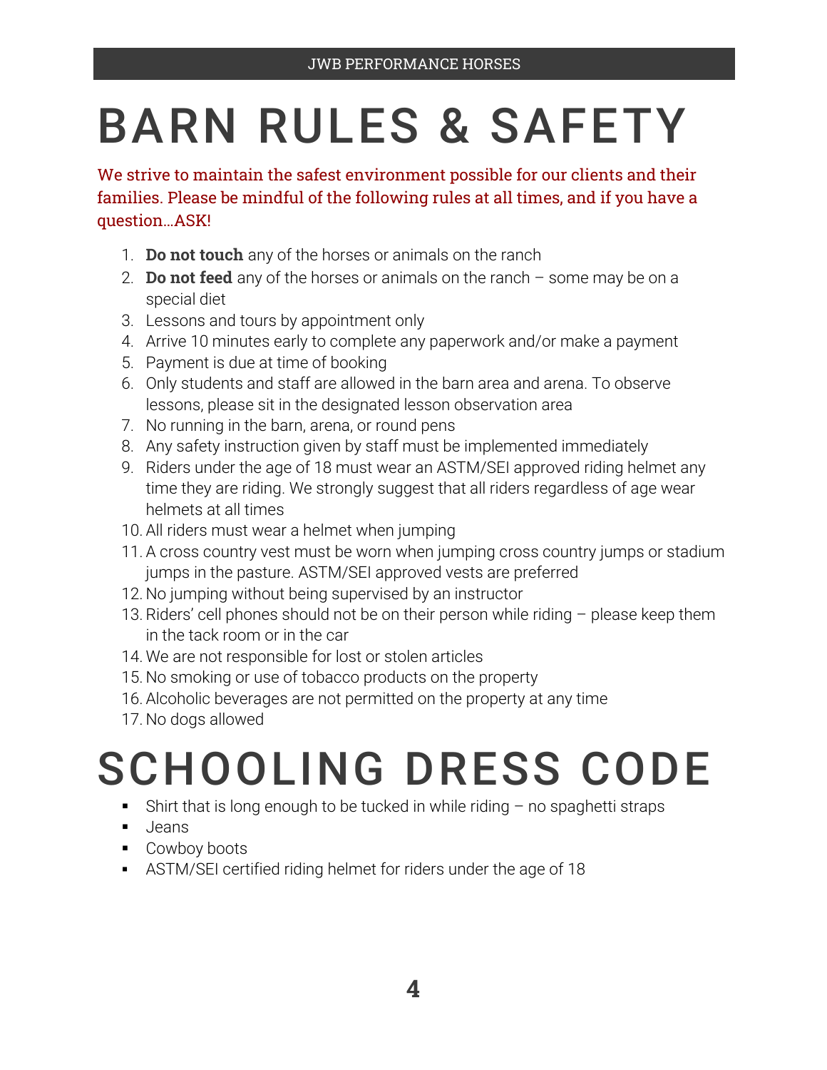# BARN RULES & SAFETY

We strive to maintain the safest environment possible for our clients and their families. Please be mindful of the following rules at all times, and if you have a question…ASK!

1. **Do not touch** any of the horses or animals on the ranch
2. **Do not feed** any of the horses or animals on the ranch – some may be on a special diet
3. Lessons and tours by appointment only
4. Arrive 10 minutes early to complete any paperwork and/or make a payment
5. Payment is due at time of booking
6. Only students and staff are allowed in the barn area and arena. To observe lessons, please sit in the designated lesson observation area
7. No running in the barn, arena, or round pens
8. Any safety instruction given by staff must be implemented immediately
9. Riders under the age of 18 must wear an ASTM/SEI approved riding helmet any time they are riding. We strongly suggest that all riders regardless of age wear helmets at all times
10. All riders must wear a helmet when jumping
11. A cross country vest must be worn when jumping cross country jumps or stadium jumps in the pasture. ASTM/SEI approved vests are preferred
12. No jumping without being supervised by an instructor
13. Riders' cell phones should not be on their person while riding – please keep them in the tack room or in the car
14. We are not responsible for lost or stolen articles
15. No smoking or use of tobacco products on the property
16. Alcoholic beverages are not permitted on the property at any time
17. No dogs allowed

# SCHOOLING DRESS CODE

- Shirt that is long enough to be tucked in while riding – no spaghetti straps
- Jeans
- Cowboy boots
- ASTM/SEI certified riding helmet for riders under the age of 18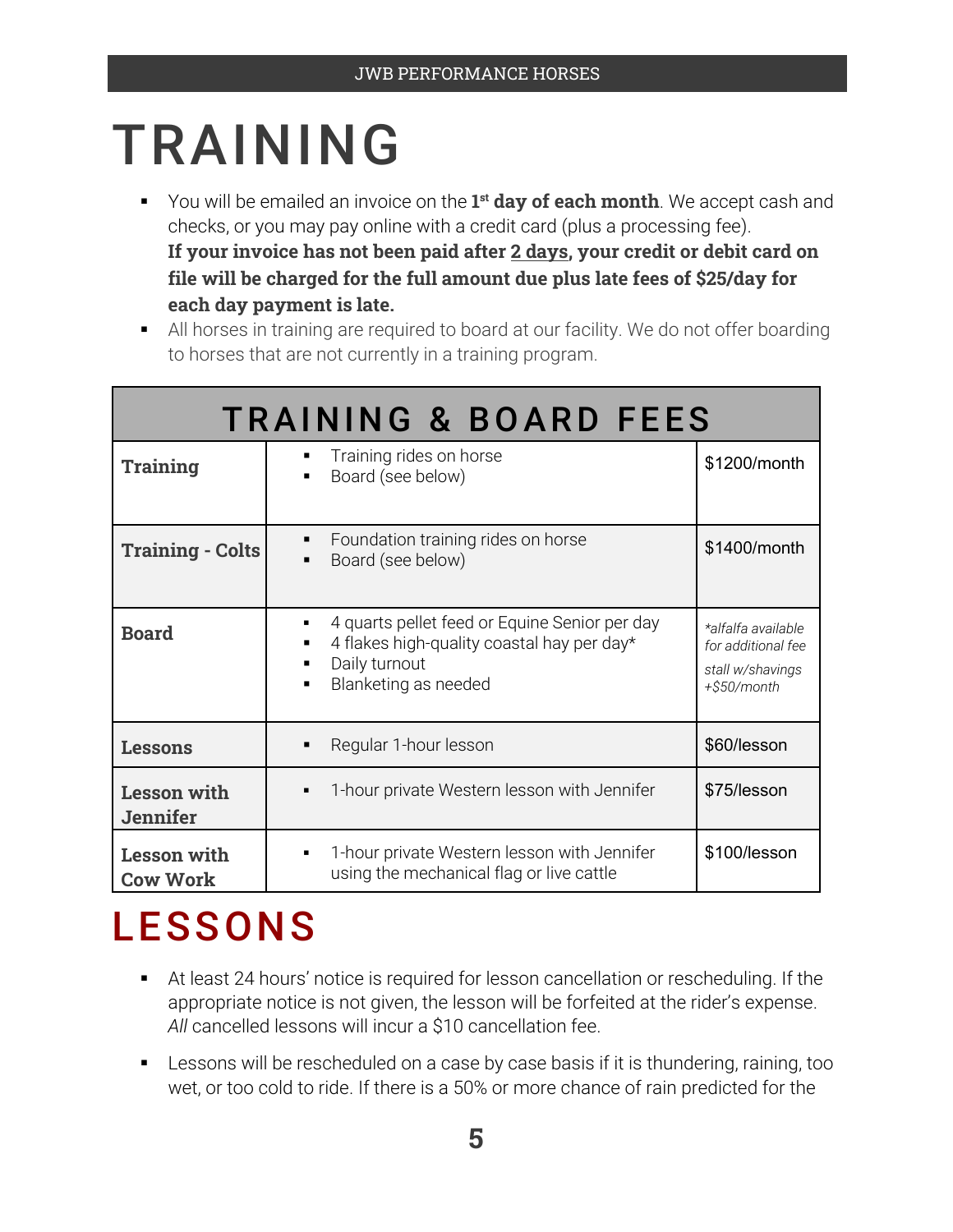# TRAINING

- You will be emailed an invoice on the **1st day of each month**. We accept cash and checks, or you may pay online with a credit card (plus a processing fee). **If your invoice has not been paid after 2 days, your credit or debit card on file will be charged for the full amount due plus late fees of $25/day for each day payment is late.**
- All horses in training are required to board at our facility. We do not offer boarding to horses that are not currently in a training program.

| TRAINING & BOARD FEES | | |
|---|---|---|
| **Training** | ▪ Training rides on horse<br>▪ Board (see below) | $1200/month |
| **Training - Colts** | ▪ Foundation training rides on horse<br>▪ Board (see below) | $1400/month |
| **Board** | ▪ 4 quarts pellet feed or Equine Senior per day<br>▪ 4 flakes high-quality coastal hay per day*<br>▪ Daily turnout<br>▪ Blanketing as needed | *\*alfalfa available for additional fee*<br>*stall w/shavings +$50/month* |
| **Lessons** | ▪ Regular 1-hour lesson | $60/lesson |
| **Lesson with Jennifer** | ▪ 1-hour private Western lesson with Jennifer | $75/lesson |
| **Lesson with Cow Work** | ▪ 1-hour private Western lesson with Jennifer using the mechanical flag or live cattle | $100/lesson |

# LESSONS

- At least 24 hours' notice is required for lesson cancellation or rescheduling. If the appropriate notice is not given, the lesson will be forfeited at the rider's expense. *All* cancelled lessons will incur a $10 cancellation fee.
- Lessons will be rescheduled on a case by case basis if it is thundering, raining, too wet, or too cold to ride. If there is a 50% or more chance of rain predicted for the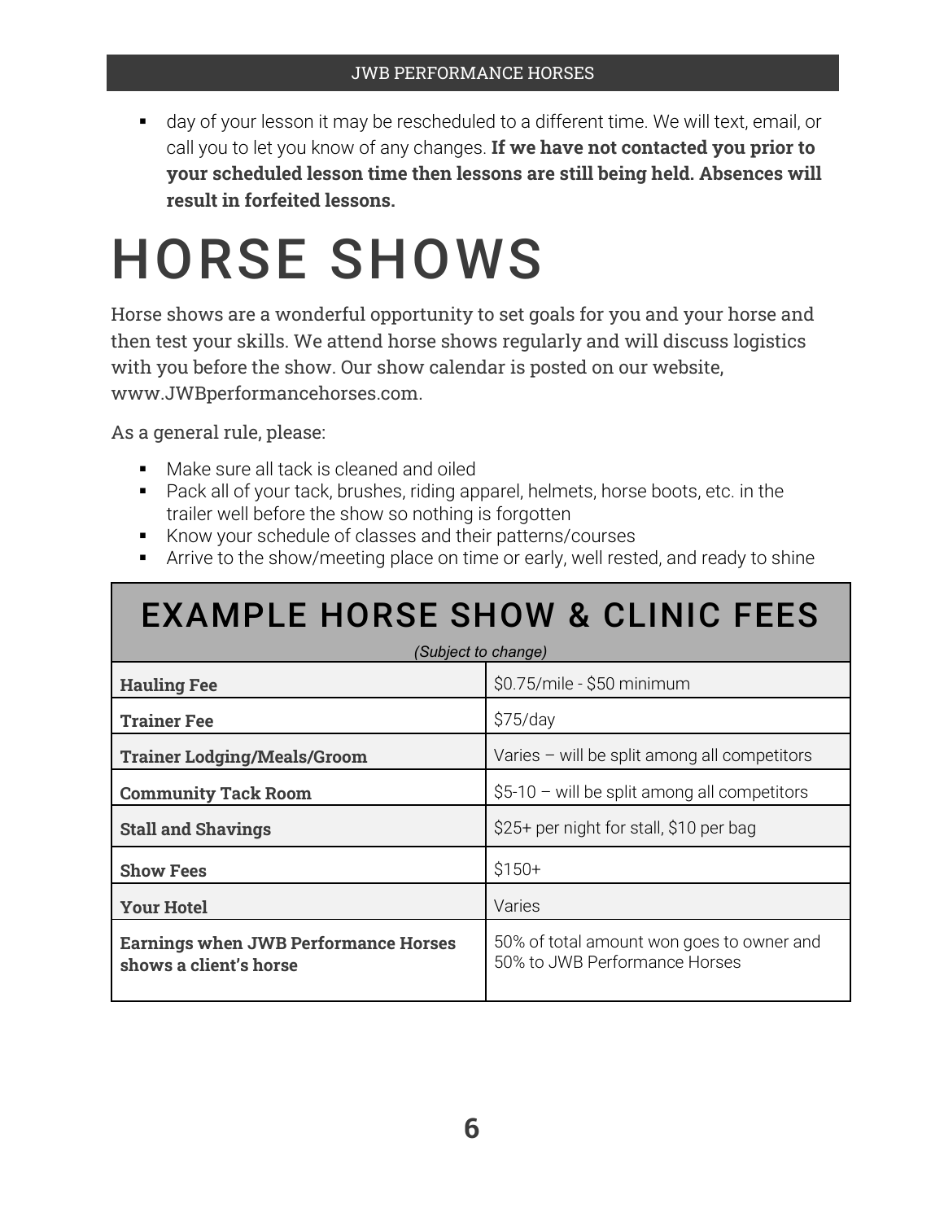- day of your lesson it may be rescheduled to a different time. We will text, email, or call you to let you know of any changes. **If we have not contacted you prior to your scheduled lesson time then lessons are still being held. Absences will result in forfeited lessons.**

# HORSE SHOWS

Horse shows are a wonderful opportunity to set goals for you and your horse and then test your skills. We attend horse shows regularly and will discuss logistics with you before the show. Our show calendar is posted on our website, www.JWBperformancehorses.com.

As a general rule, please:

- Make sure all tack is cleaned and oiled
- Pack all of your tack, brushes, riding apparel, helmets, horse boots, etc. in the trailer well before the show so nothing is forgotten
- Know your schedule of classes and their patterns/courses
- Arrive to the show/meeting place on time or early, well rested, and ready to shine

| EXAMPLE HORSE SHOW & CLINIC FEES *(Subject to change)* | |
|---|---|
| **Hauling Fee** | $0.75/mile - $50 minimum |
| **Trainer Fee** | $75/day |
| **Trainer Lodging/Meals/Groom** | Varies – will be split among all competitors |
| **Community Tack Room** | $5-10 – will be split among all competitors |
| **Stall and Shavings** | $25+ per night for stall, $10 per bag |
| **Show Fees** | $150+ |
| **Your Hotel** | Varies |
| **Earnings when JWB Performance Horses shows a client's horse** | 50% of total amount won goes to owner and 50% to JWB Performance Horses |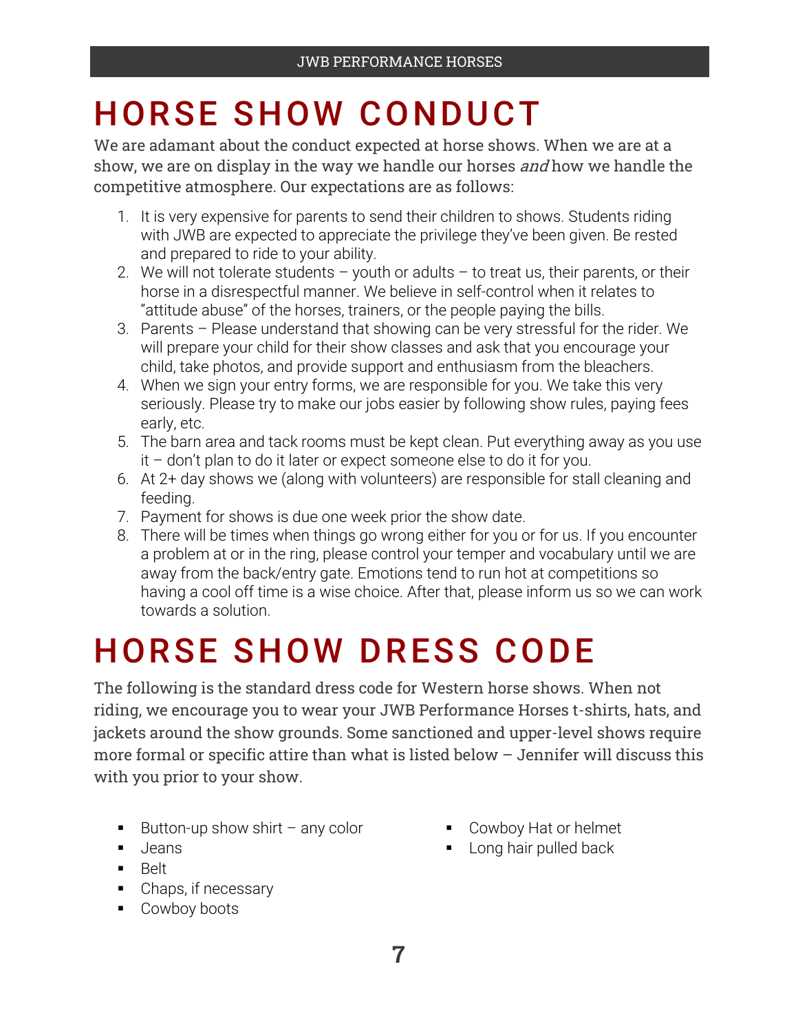# HORSE SHOW CONDUCT

We are adamant about the conduct expected at horse shows. When we are at a show, we are on display in the way we handle our horses *and* how we handle the competitive atmosphere. Our expectations are as follows:

1. It is very expensive for parents to send their children to shows. Students riding with JWB are expected to appreciate the privilege they've been given. Be rested and prepared to ride to your ability.
2. We will not tolerate students – youth or adults – to treat us, their parents, or their horse in a disrespectful manner. We believe in self-control when it relates to "attitude abuse" of the horses, trainers, or the people paying the bills.
3. Parents – Please understand that showing can be very stressful for the rider. We will prepare your child for their show classes and ask that you encourage your child, take photos, and provide support and enthusiasm from the bleachers.
4. When we sign your entry forms, we are responsible for you. We take this very seriously. Please try to make our jobs easier by following show rules, paying fees early, etc.
5. The barn area and tack rooms must be kept clean. Put everything away as you use it – don't plan to do it later or expect someone else to do it for you.
6. At 2+ day shows we (along with volunteers) are responsible for stall cleaning and feeding.
7. Payment for shows is due one week prior the show date.
8. There will be times when things go wrong either for you or for us. If you encounter a problem at or in the ring, please control your temper and vocabulary until we are away from the back/entry gate. Emotions tend to run hot at competitions so having a cool off time is a wise choice. After that, please inform us so we can work towards a solution.

# HORSE SHOW DRESS CODE

The following is the standard dress code for Western horse shows. When not riding, we encourage you to wear your JWB Performance Horses t-shirts, hats, and jackets around the show grounds. Some sanctioned and upper-level shows require more formal or specific attire than what is listed below – Jennifer will discuss this with you prior to your show.

- Button-up show shirt – any color
- Jeans
- Belt
- Chaps, if necessary
- Cowboy boots
- Cowboy Hat or helmet
- Long hair pulled back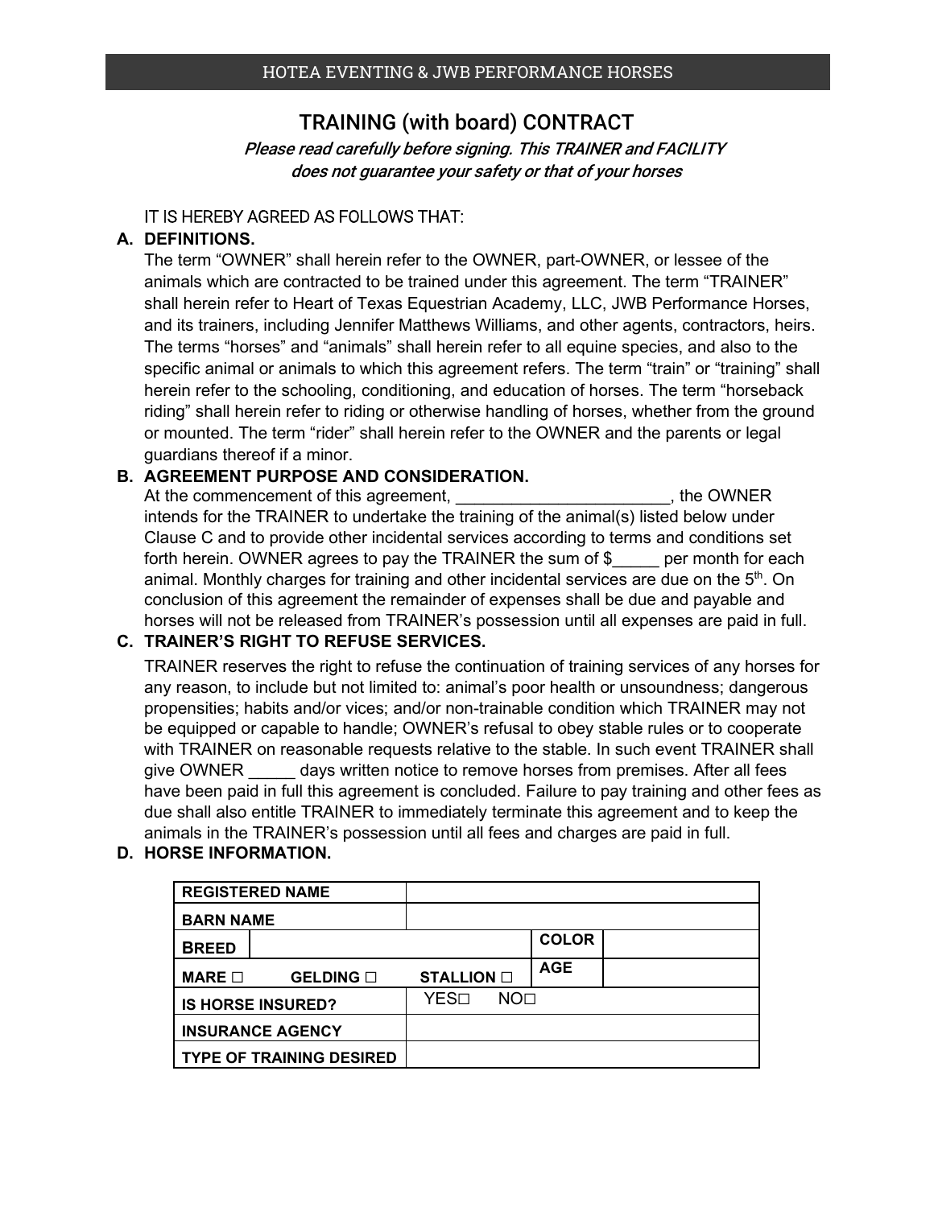HOTEA EVENTING & JWB PERFORMANCE HORSES

# TRAINING (with board) CONTRACT

*Please read carefully before signing. This TRAINER and FACILITY does not guarantee your safety or that of your horses*

IT IS HEREBY AGREED AS FOLLOWS THAT:

**A. DEFINITIONS.**

The term “OWNER” shall herein refer to the OWNER, part-OWNER, or lessee of the animals which are contracted to be trained under this agreement. The term “TRAINER” shall herein refer to Heart of Texas Equestrian Academy, LLC, JWB Performance Horses, and its trainers, including Jennifer Matthews Williams, and other agents, contractors, heirs. The terms “horses” and “animals” shall herein refer to all equine species, and also to the specific animal or animals to which this agreement refers. The term “train” or “training” shall herein refer to the schooling, conditioning, and education of horses. The term “horseback riding” shall herein refer to riding or otherwise handling of horses, whether from the ground or mounted. The term “rider” shall herein refer to the OWNER and the parents or legal guardians thereof if a minor.

**B. AGREEMENT PURPOSE AND CONSIDERATION.**

At the commencement of this agreement, _______________________, the OWNER intends for the TRAINER to undertake the training of the animal(s) listed below under Clause C and to provide other incidental services according to terms and conditions set forth herein. OWNER agrees to pay the TRAINER the sum of $_____ per month for each animal. Monthly charges for training and other incidental services are due on the 5th. On conclusion of this agreement the remainder of expenses shall be due and payable and horses will not be released from TRAINER’s possession until all expenses are paid in full.

**C. TRAINER’S RIGHT TO REFUSE SERVICES.**

TRAINER reserves the right to refuse the continuation of training services of any horses for any reason, to include but not limited to: animal’s poor health or unsoundness; dangerous propensities; habits and/or vices; and/or non-trainable condition which TRAINER may not be equipped or capable to handle; OWNER’s refusal to obey stable rules or to cooperate with TRAINER on reasonable requests relative to the stable. In such event TRAINER shall give OWNER _____ days written notice to remove horses from premises. After all fees have been paid in full this agreement is concluded. Failure to pay training and other fees as due shall also entitle TRAINER to immediately terminate this agreement and to keep the animals in the TRAINER’s possession until all fees and charges are paid in full.

**D. HORSE INFORMATION.**

| | | | |
|---|---|---|---|
| **REGISTERED NAME** | | | |
| **BARN NAME** | | | |
| **BREED** | | **COLOR** | |
| **MARE ☐ GELDING ☐ STALLION ☐** | | **AGE** | |
| **IS HORSE INSURED?** | YES☐ NO☐ | | |
| **INSURANCE AGENCY** | | | |
| **TYPE OF TRAINING DESIRED** | | | |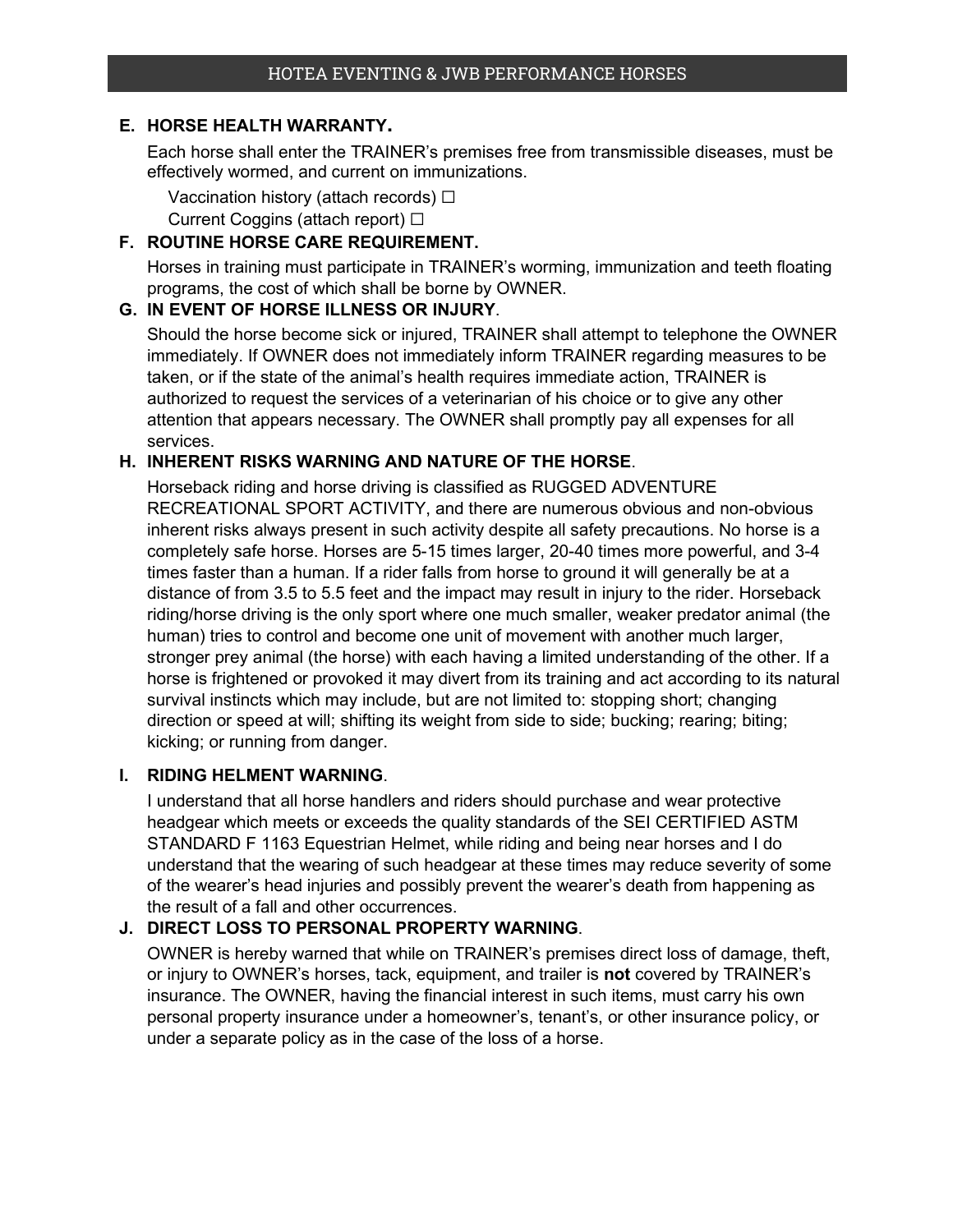**E. HORSE HEALTH WARRANTY.**

Each horse shall enter the TRAINER's premises free from transmissible diseases, must be effectively wormed, and current on immunizations.

Vaccination history (attach records) ☐
Current Coggins (attach report) ☐

**F. ROUTINE HORSE CARE REQUIREMENT.**

Horses in training must participate in TRAINER's worming, immunization and teeth floating programs, the cost of which shall be borne by OWNER.

**G. IN EVENT OF HORSE ILLNESS OR INJURY**.

Should the horse become sick or injured, TRAINER shall attempt to telephone the OWNER immediately. If OWNER does not immediately inform TRAINER regarding measures to be taken, or if the state of the animal's health requires immediate action, TRAINER is authorized to request the services of a veterinarian of his choice or to give any other attention that appears necessary. The OWNER shall promptly pay all expenses for all services.

**H. INHERENT RISKS WARNING AND NATURE OF THE HORSE**.

Horseback riding and horse driving is classified as RUGGED ADVENTURE RECREATIONAL SPORT ACTIVITY, and there are numerous obvious and non-obvious inherent risks always present in such activity despite all safety precautions. No horse is a completely safe horse. Horses are 5-15 times larger, 20-40 times more powerful, and 3-4 times faster than a human. If a rider falls from horse to ground it will generally be at a distance of from 3.5 to 5.5 feet and the impact may result in injury to the rider. Horseback riding/horse driving is the only sport where one much smaller, weaker predator animal (the human) tries to control and become one unit of movement with another much larger, stronger prey animal (the horse) with each having a limited understanding of the other. If a horse is frightened or provoked it may divert from its training and act according to its natural survival instincts which may include, but are not limited to: stopping short; changing direction or speed at will; shifting its weight from side to side; bucking; rearing; biting; kicking; or running from danger.

**I. RIDING HELMENT WARNING**.

I understand that all horse handlers and riders should purchase and wear protective headgear which meets or exceeds the quality standards of the SEI CERTIFIED ASTM STANDARD F 1163 Equestrian Helmet, while riding and being near horses and I do understand that the wearing of such headgear at these times may reduce severity of some of the wearer's head injuries and possibly prevent the wearer's death from happening as the result of a fall and other occurrences.

**J. DIRECT LOSS TO PERSONAL PROPERTY WARNING**.

OWNER is hereby warned that while on TRAINER's premises direct loss of damage, theft, or injury to OWNER's horses, tack, equipment, and trailer is **not** covered by TRAINER's insurance. The OWNER, having the financial interest in such items, must carry his own personal property insurance under a homeowner's, tenant's, or other insurance policy, or under a separate policy as in the case of the loss of a horse.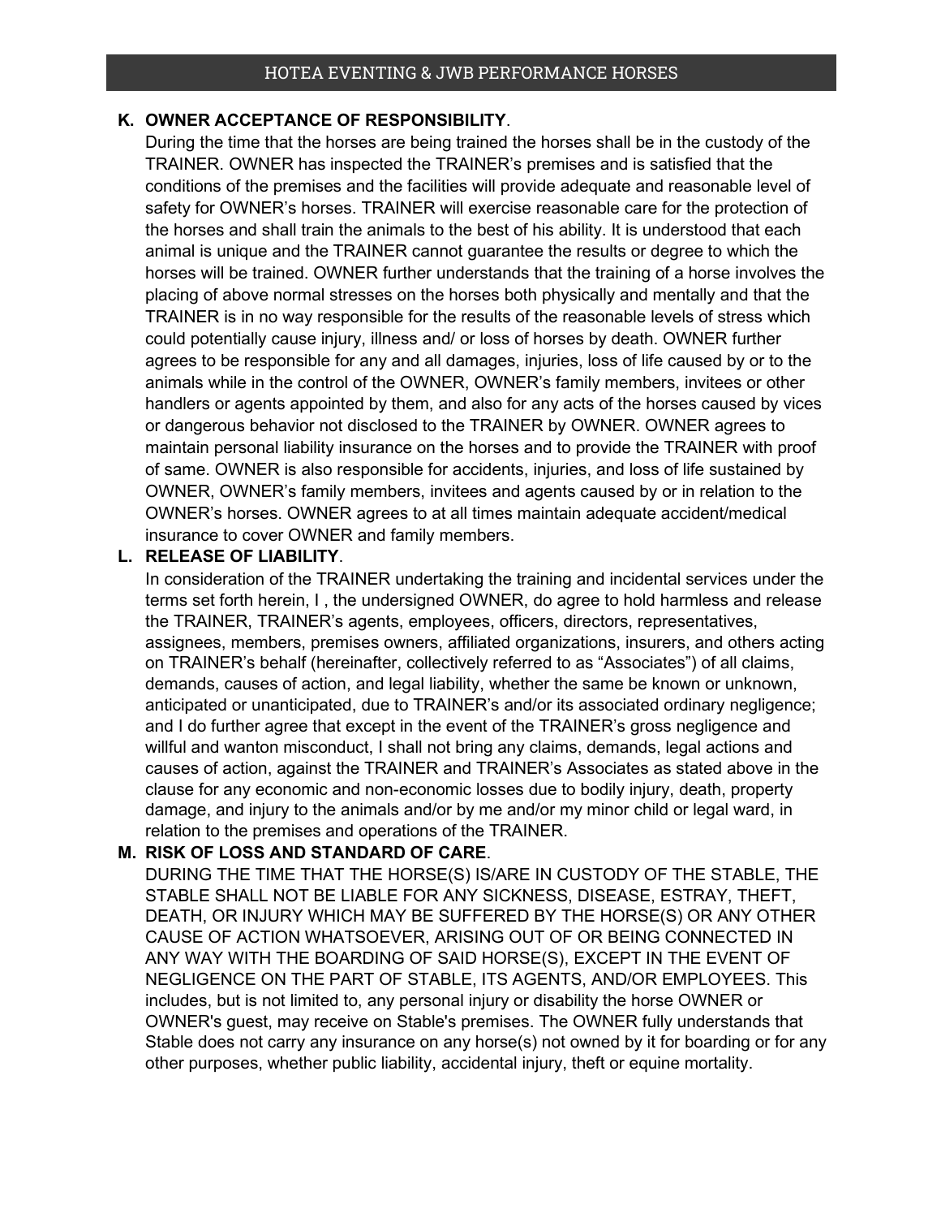**K. OWNER ACCEPTANCE OF RESPONSIBILITY**.

During the time that the horses are being trained the horses shall be in the custody of the TRAINER. OWNER has inspected the TRAINER's premises and is satisfied that the conditions of the premises and the facilities will provide adequate and reasonable level of safety for OWNER's horses. TRAINER will exercise reasonable care for the protection of the horses and shall train the animals to the best of his ability. It is understood that each animal is unique and the TRAINER cannot guarantee the results or degree to which the horses will be trained. OWNER further understands that the training of a horse involves the placing of above normal stresses on the horses both physically and mentally and that the TRAINER is in no way responsible for the results of the reasonable levels of stress which could potentially cause injury, illness and/ or loss of horses by death. OWNER further agrees to be responsible for any and all damages, injuries, loss of life caused by or to the animals while in the control of the OWNER, OWNER's family members, invitees or other handlers or agents appointed by them, and also for any acts of the horses caused by vices or dangerous behavior not disclosed to the TRAINER by OWNER. OWNER agrees to maintain personal liability insurance on the horses and to provide the TRAINER with proof of same. OWNER is also responsible for accidents, injuries, and loss of life sustained by OWNER, OWNER's family members, invitees and agents caused by or in relation to the OWNER's horses. OWNER agrees to at all times maintain adequate accident/medical insurance to cover OWNER and family members.

**L. RELEASE OF LIABILITY**.

In consideration of the TRAINER undertaking the training and incidental services under the terms set forth herein, I , the undersigned OWNER, do agree to hold harmless and release the TRAINER, TRAINER's agents, employees, officers, directors, representatives, assignees, members, premises owners, affiliated organizations, insurers, and others acting on TRAINER's behalf (hereinafter, collectively referred to as "Associates") of all claims, demands, causes of action, and legal liability, whether the same be known or unknown, anticipated or unanticipated, due to TRAINER's and/or its associated ordinary negligence; and I do further agree that except in the event of the TRAINER's gross negligence and willful and wanton misconduct, I shall not bring any claims, demands, legal actions and causes of action, against the TRAINER and TRAINER's Associates as stated above in the clause for any economic and non-economic losses due to bodily injury, death, property damage, and injury to the animals and/or by me and/or my minor child or legal ward, in relation to the premises and operations of the TRAINER.

**M. RISK OF LOSS AND STANDARD OF CARE**.

DURING THE TIME THAT THE HORSE(S) IS/ARE IN CUSTODY OF THE STABLE, THE STABLE SHALL NOT BE LIABLE FOR ANY SICKNESS, DISEASE, ESTRAY, THEFT, DEATH, OR INJURY WHICH MAY BE SUFFERED BY THE HORSE(S) OR ANY OTHER CAUSE OF ACTION WHATSOEVER, ARISING OUT OF OR BEING CONNECTED IN ANY WAY WITH THE BOARDING OF SAID HORSE(S), EXCEPT IN THE EVENT OF NEGLIGENCE ON THE PART OF STABLE, ITS AGENTS, AND/OR EMPLOYEES. This includes, but is not limited to, any personal injury or disability the horse OWNER or OWNER's guest, may receive on Stable's premises. The OWNER fully understands that Stable does not carry any insurance on any horse(s) not owned by it for boarding or for any other purposes, whether public liability, accidental injury, theft or equine mortality.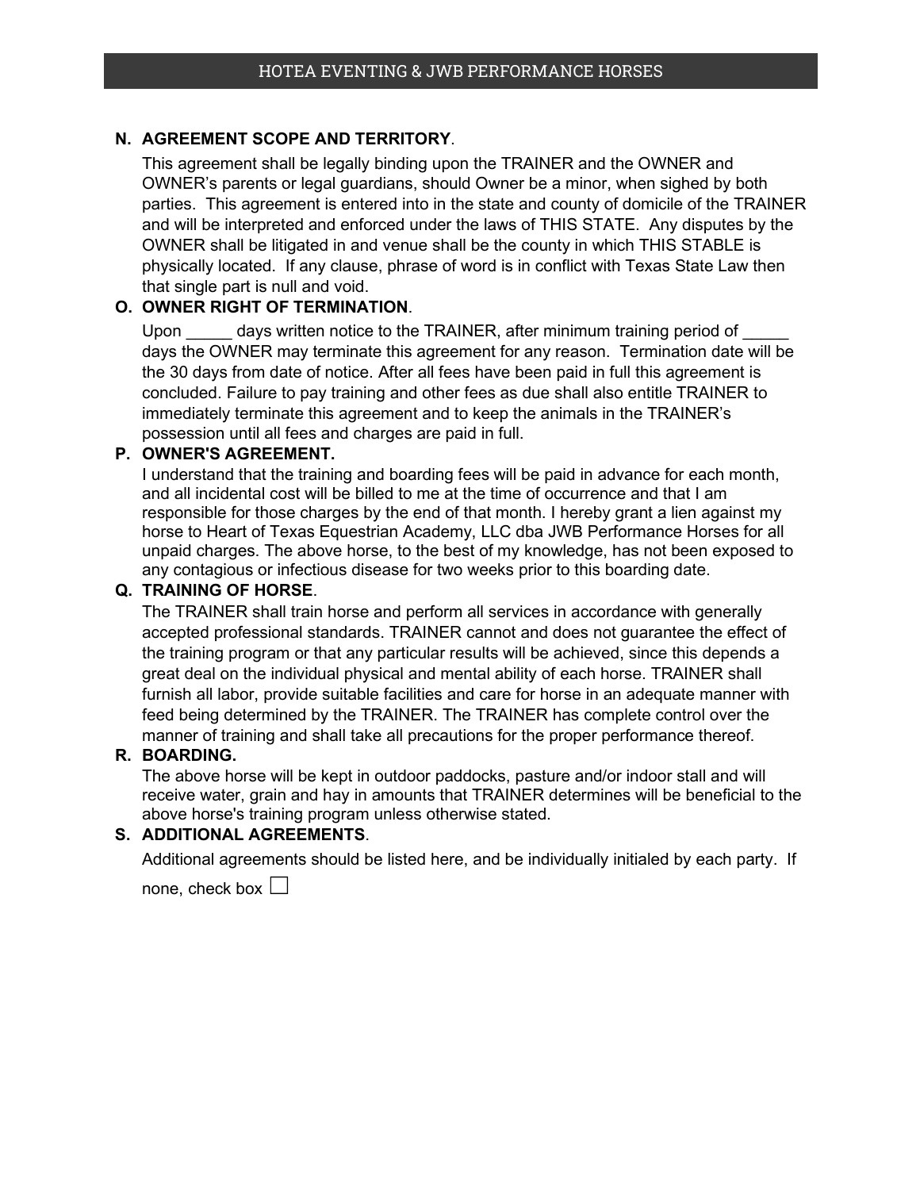**N. AGREEMENT SCOPE AND TERRITORY**.

This agreement shall be legally binding upon the TRAINER and the OWNER and OWNER's parents or legal guardians, should Owner be a minor, when sighed by both parties. This agreement is entered into in the state and county of domicile of the TRAINER and will be interpreted and enforced under the laws of THIS STATE. Any disputes by the OWNER shall be litigated in and venue shall be the county in which THIS STABLE is physically located. If any clause, phrase of word is in conflict with Texas State Law then that single part is null and void.

**O. OWNER RIGHT OF TERMINATION**.

Upon _____ days written notice to the TRAINER, after minimum training period of _____ days the OWNER may terminate this agreement for any reason. Termination date will be the 30 days from date of notice. After all fees have been paid in full this agreement is concluded. Failure to pay training and other fees as due shall also entitle TRAINER to immediately terminate this agreement and to keep the animals in the TRAINER's possession until all fees and charges are paid in full.

**P. OWNER'S AGREEMENT.**

I understand that the training and boarding fees will be paid in advance for each month, and all incidental cost will be billed to me at the time of occurrence and that I am responsible for those charges by the end of that month. I hereby grant a lien against my horse to Heart of Texas Equestrian Academy, LLC dba JWB Performance Horses for all unpaid charges. The above horse, to the best of my knowledge, has not been exposed to any contagious or infectious disease for two weeks prior to this boarding date.

**Q. TRAINING OF HORSE**.

The TRAINER shall train horse and perform all services in accordance with generally accepted professional standards. TRAINER cannot and does not guarantee the effect of the training program or that any particular results will be achieved, since this depends a great deal on the individual physical and mental ability of each horse. TRAINER shall furnish all labor, provide suitable facilities and care for horse in an adequate manner with feed being determined by the TRAINER. The TRAINER has complete control over the manner of training and shall take all precautions for the proper performance thereof.

**R. BOARDING.**

The above horse will be kept in outdoor paddocks, pasture and/or indoor stall and will receive water, grain and hay in amounts that TRAINER determines will be beneficial to the above horse's training program unless otherwise stated.

**S. ADDITIONAL AGREEMENTS**.

Additional agreements should be listed here, and be individually initialed by each party. If none, check box ☐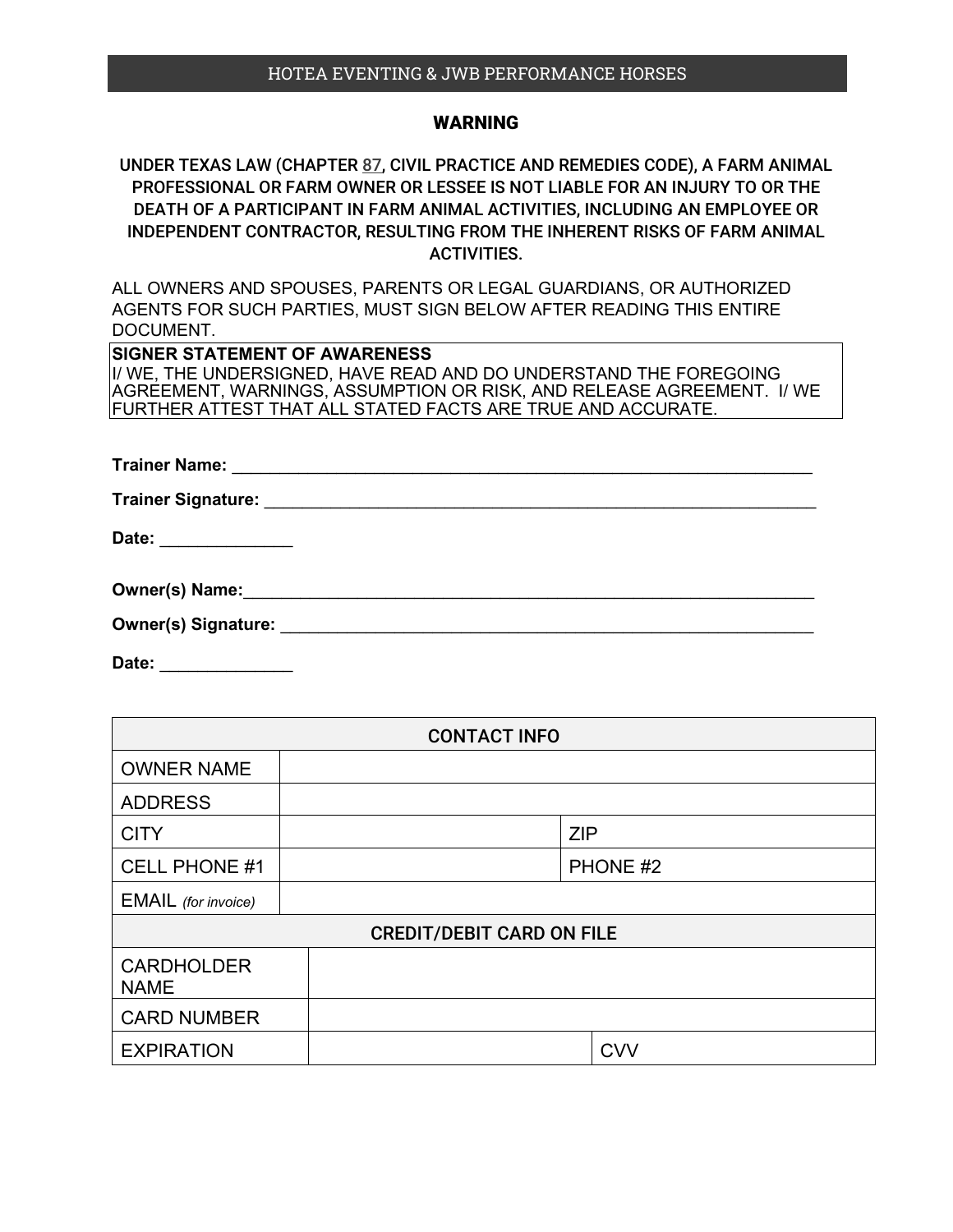HOTEA EVENTING & JWB PERFORMANCE HORSES

## WARNING

**UNDER TEXAS LAW (CHAPTER 87, CIVIL PRACTICE AND REMEDIES CODE), A FARM ANIMAL PROFESSIONAL OR FARM OWNER OR LESSEE IS NOT LIABLE FOR AN INJURY TO OR THE DEATH OF A PARTICIPANT IN FARM ANIMAL ACTIVITIES, INCLUDING AN EMPLOYEE OR INDEPENDENT CONTRACTOR, RESULTING FROM THE INHERENT RISKS OF FARM ANIMAL ACTIVITIES.**

ALL OWNERS AND SPOUSES, PARENTS OR LEGAL GUARDIANS, OR AUTHORIZED AGENTS FOR SUCH PARTIES, MUST SIGN BELOW AFTER READING THIS ENTIRE DOCUMENT.

**SIGNER STATEMENT OF AWARENESS**
I/ WE, THE UNDERSIGNED, HAVE READ AND DO UNDERSTAND THE FOREGOING AGREEMENT, WARNINGS, ASSUMPTION OR RISK, AND RELEASE AGREEMENT. I/ WE FURTHER ATTEST THAT ALL STATED FACTS ARE TRUE AND ACCURATE.

**Trainer Name:** _______________________________________________________________

**Trainer Signature:** ___________________________________________________________

**Date:** ______________

**Owner(s) Name:**______________________________________________________________

**Owner(s) Signature:** __________________________________________________________

**Date:** ______________

| CONTACT INFO | | | |
|---|---|---|---|
| OWNER NAME | | | |
| ADDRESS | | | |
| CITY | | ZIP | |
| CELL PHONE #1 | | PHONE #2 | |
| EMAIL *(for invoice)* | | | |
| **CREDIT/DEBIT CARD ON FILE** | | | |
| CARDHOLDER NAME | | | |
| CARD NUMBER | | | |
| EXPIRATION | | CVV | |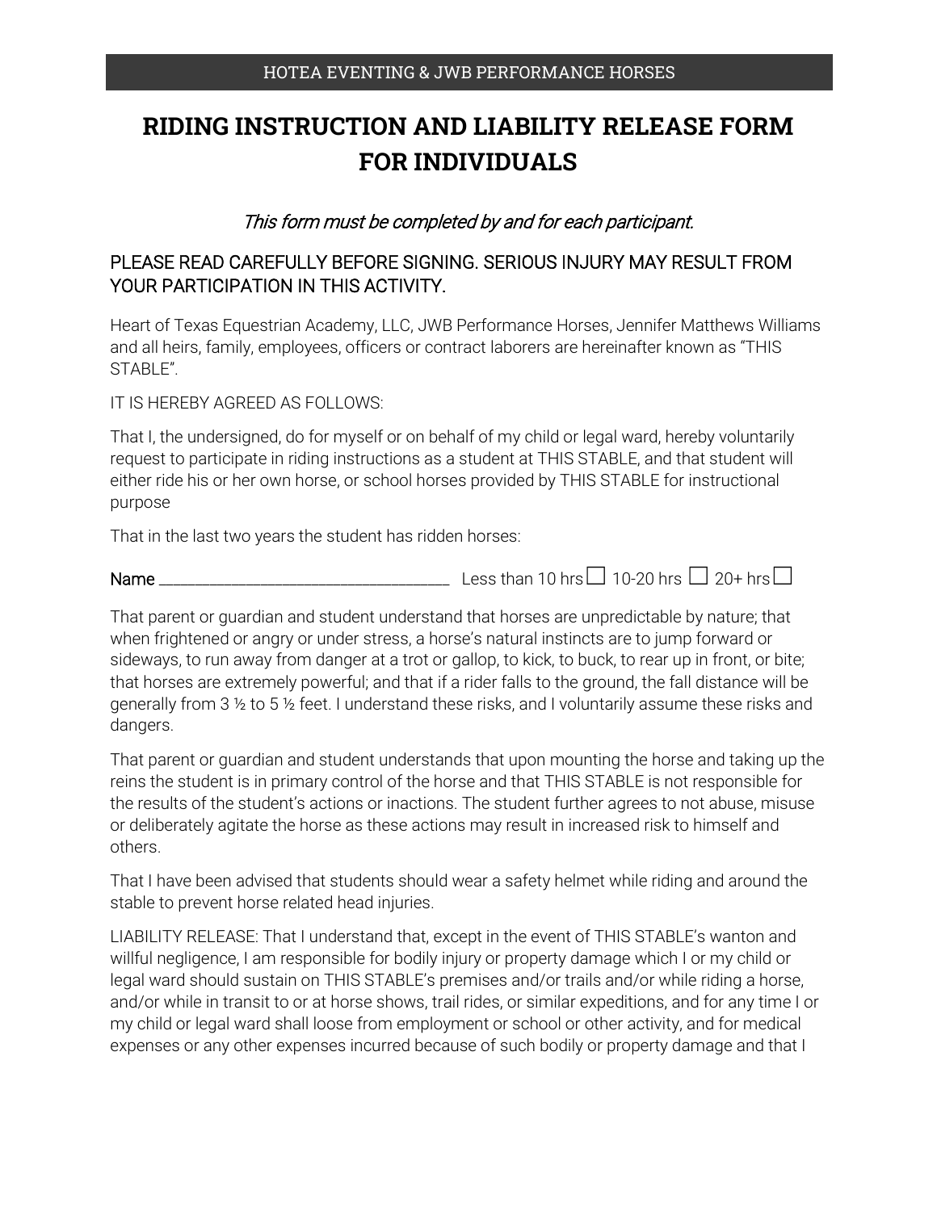# RIDING INSTRUCTION AND LIABILITY RELEASE FORM FOR INDIVIDUALS

*This form must be completed by and for each participant.*

PLEASE READ CAREFULLY BEFORE SIGNING. SERIOUS INJURY MAY RESULT FROM YOUR PARTICIPATION IN THIS ACTIVITY.

Heart of Texas Equestrian Academy, LLC, JWB Performance Horses, Jennifer Matthews Williams and all heirs, family, employees, officers or contract laborers are hereinafter known as "THIS STABLE".

IT IS HEREBY AGREED AS FOLLOWS:

That I, the undersigned, do for myself or on behalf of my child or legal ward, hereby voluntarily request to participate in riding instructions as a student at THIS STABLE, and that student will either ride his or her own horse, or school horses provided by THIS STABLE for instructional purpose

That in the last two years the student has ridden horses:

Name ______________________________ Less than 10 hrs ☐ 10-20 hrs ☐ 20+ hrs ☐

That parent or guardian and student understand that horses are unpredictable by nature; that when frightened or angry or under stress, a horse's natural instincts are to jump forward or sideways, to run away from danger at a trot or gallop, to kick, to buck, to rear up in front, or bite; that horses are extremely powerful; and that if a rider falls to the ground, the fall distance will be generally from 3 ½ to 5 ½ feet. I understand these risks, and I voluntarily assume these risks and dangers.

That parent or guardian and student understands that upon mounting the horse and taking up the reins the student is in primary control of the horse and that THIS STABLE is not responsible for the results of the student's actions or inactions. The student further agrees to not abuse, misuse or deliberately agitate the horse as these actions may result in increased risk to himself and others.

That I have been advised that students should wear a safety helmet while riding and around the stable to prevent horse related head injuries.

LIABILITY RELEASE: That I understand that, except in the event of THIS STABLE's wanton and willful negligence, I am responsible for bodily injury or property damage which I or my child or legal ward should sustain on THIS STABLE's premises and/or trails and/or while riding a horse, and/or while in transit to or at horse shows, trail rides, or similar expeditions, and for any time I or my child or legal ward shall loose from employment or school or other activity, and for medical expenses or any other expenses incurred because of such bodily or property damage and that I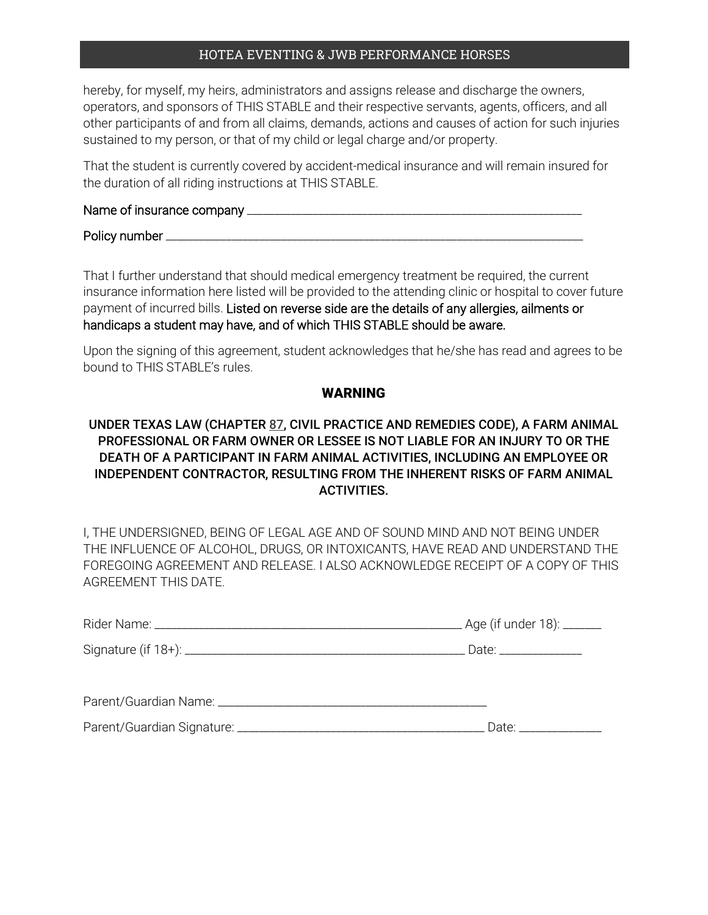hereby, for myself, my heirs, administrators and assigns release and discharge the owners, operators, and sponsors of THIS STABLE and their respective servants, agents, officers, and all other participants of and from all claims, demands, actions and causes of action for such injuries sustained to my person, or that of my child or legal charge and/or property.

That the student is currently covered by accident-medical insurance and will remain insured for the duration of all riding instructions at THIS STABLE.

Name of insurance company ___________________________________________________________

Policy number ______________________________________________________________________

That I further understand that should medical emergency treatment be required, the current insurance information here listed will be provided to the attending clinic or hospital to cover future payment of incurred bills. Listed on reverse side are the details of any allergies, ailments or handicaps a student may have, and of which THIS STABLE should be aware.

Upon the signing of this agreement, student acknowledges that he/she has read and agrees to be bound to THIS STABLE's rules.

## WARNING

**UNDER TEXAS LAW (CHAPTER 87, CIVIL PRACTICE AND REMEDIES CODE), A FARM ANIMAL PROFESSIONAL OR FARM OWNER OR LESSEE IS NOT LIABLE FOR AN INJURY TO OR THE DEATH OF A PARTICIPANT IN FARM ANIMAL ACTIVITIES, INCLUDING AN EMPLOYEE OR INDEPENDENT CONTRACTOR, RESULTING FROM THE INHERENT RISKS OF FARM ANIMAL ACTIVITIES.**

I, THE UNDERSIGNED, BEING OF LEGAL AGE AND OF SOUND MIND AND NOT BEING UNDER THE INFLUENCE OF ALCOHOL, DRUGS, OR INTOXICANTS, HAVE READ AND UNDERSTAND THE FOREGOING AGREEMENT AND RELEASE. I ALSO ACKNOWLEDGE RECEIPT OF A COPY OF THIS AGREEMENT THIS DATE.

Rider Name: ______________________________________________ Age (if under 18): ______

Signature (if 18+): __________________________________________ Date: _____________

Parent/Guardian Name: ________________________________________

Parent/Guardian Signature: ______________________________________ Date: _____________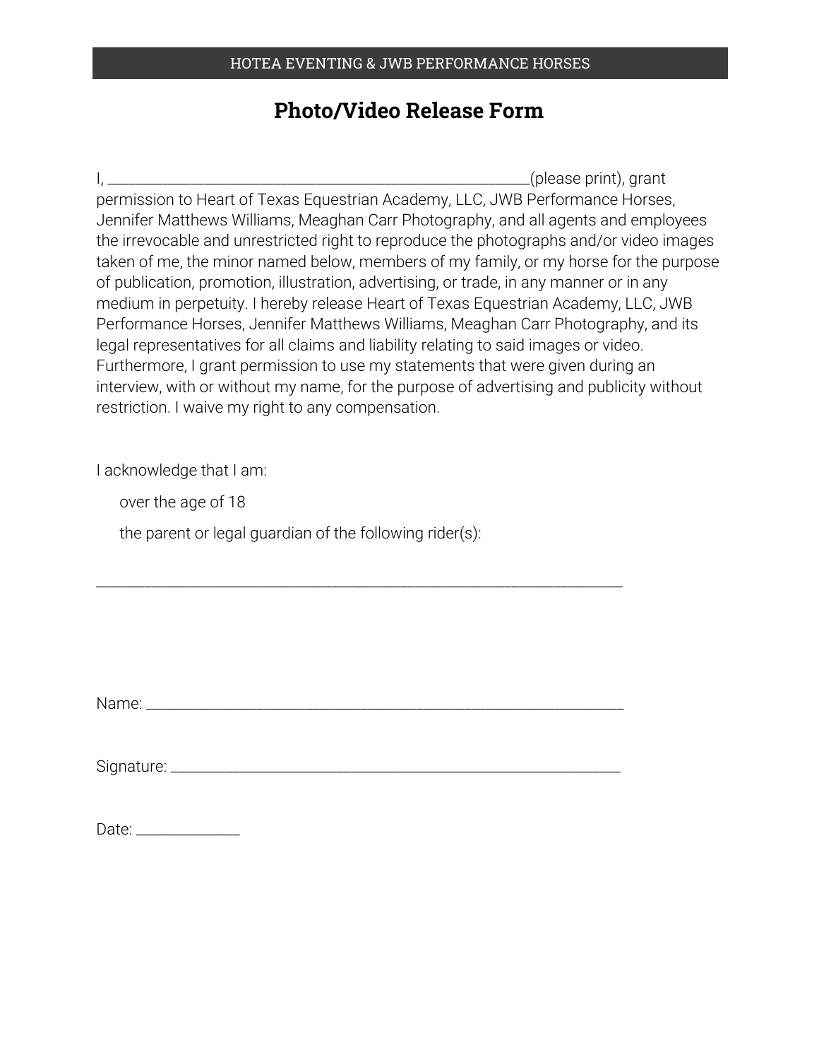# Photo/Video Release Form

I, _______________________________________________________(please print), grant permission to Heart of Texas Equestrian Academy, LLC, JWB Performance Horses, Jennifer Matthews Williams, Meaghan Carr Photography, and all agents and employees the irrevocable and unrestricted right to reproduce the photographs and/or video images taken of me, the minor named below, members of my family, or my horse for the purpose of publication, promotion, illustration, advertising, or trade, in any manner or in any medium in perpetuity. I hereby release Heart of Texas Equestrian Academy, LLC, JWB Performance Horses, Jennifer Matthews Williams, Meaghan Carr Photography, and its legal representatives for all claims and liability relating to said images or video. Furthermore, I grant permission to use my statements that were given during an interview, with or without my name, for the purpose of advertising and publicity without restriction. I waive my right to any compensation.

I acknowledge that I am:

- over the age of 18
- the parent or legal guardian of the following rider(s):

______________________________________________________________________

Name: ________________________________________________________________

Signature: ____________________________________________________________

Date: ______________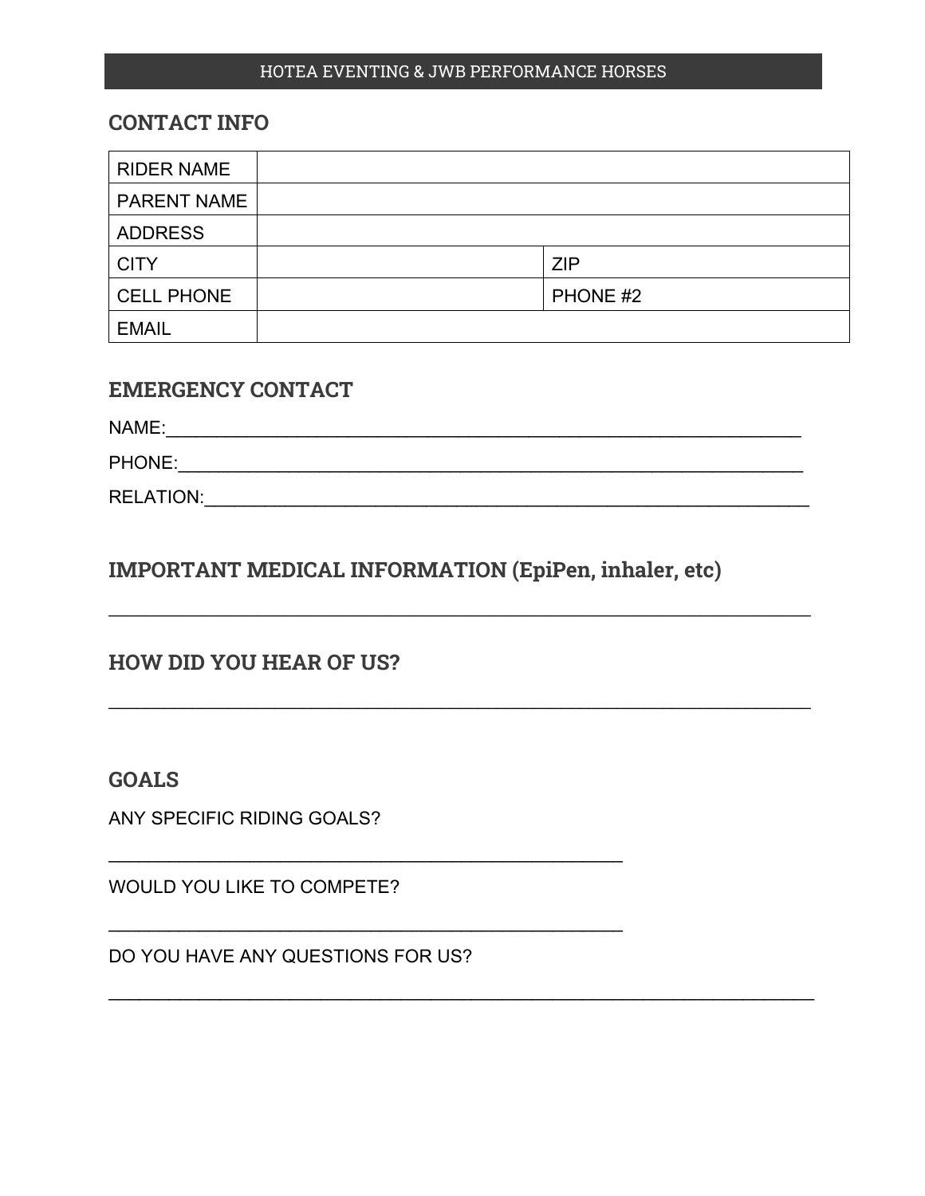HOTEA EVENTING & JWB PERFORMANCE HORSES

## CONTACT INFO

| | | | |
|---|---|---|---|
| RIDER NAME | | | |
| PARENT NAME | | | |
| ADDRESS | | | |
| CITY | | ZIP | |
| CELL PHONE | | PHONE #2 | |
| EMAIL | | | |

## EMERGENCY CONTACT

NAME:_______________________________________________________________

PHONE:______________________________________________________________

RELATION:____________________________________________________________

## IMPORTANT MEDICAL INFORMATION (EpiPen, inhaler, etc)

_____________________________________________________________________

## HOW DID YOU HEAR OF US?

_____________________________________________________________________

## GOALS

ANY SPECIFIC RIDING GOALS?

_____________________________________________________

WOULD YOU LIKE TO COMPETE?

_____________________________________________________

DO YOU HAVE ANY QUESTIONS FOR US?

_____________________________________________________________________